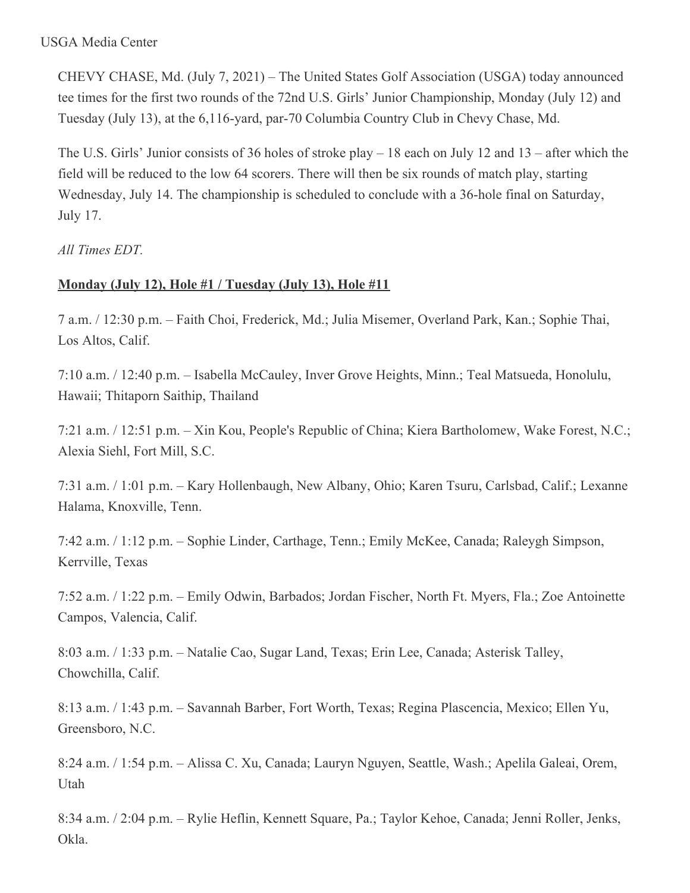USGA Media Center

CHEVY CHASE, Md. (July 7, 2021) – The United States Golf Association (USGA) today announced tee times for the first two rounds of the 72nd U.S. Girls' Junior Championship, Monday (July 12) and Tuesday (July 13), at the 6,116-yard, par-70 Columbia Country Club in Chevy Chase, Md.

The U.S. Girls' Junior consists of 36 holes of stroke play – 18 each on July 12 and 13 – after which the field will be reduced to the low 64 scorers. There will then be six rounds of match play, starting Wednesday, July 14. The championship is scheduled to conclude with a 36-hole final on Saturday, July 17.

*All Times EDT.*

**Monday (July 12), Hole #1 / Tuesday (July 13), Hole #11**

7 a.m. / 12:30 p.m. – Faith Choi, Frederick, Md.; Julia Misemer, Overland Park, Kan.; Sophie Thai, Los Altos, Calif.

7:10 a.m. / 12:40 p.m. – Isabella McCauley, Inver Grove Heights, Minn.; Teal Matsueda, Honolulu, Hawaii; Thitaporn Saithip, Thailand

7:21 a.m. / 12:51 p.m. – Xin Kou, People's Republic of China; Kiera Bartholomew, Wake Forest, N.C.; Alexia Siehl, Fort Mill, S.C.

7:31 a.m. / 1:01 p.m. – Kary Hollenbaugh, New Albany, Ohio; Karen Tsuru, Carlsbad, Calif.; Lexanne Halama, Knoxville, Tenn.

7:42 a.m. / 1:12 p.m. – Sophie Linder, Carthage, Tenn.; Emily McKee, Canada; Raleygh Simpson, Kerrville, Texas

7:52 a.m. / 1:22 p.m. – Emily Odwin, Barbados; Jordan Fischer, North Ft. Myers, Fla.; Zoe Antoinette Campos, Valencia, Calif.

8:03 a.m. / 1:33 p.m. – Natalie Cao, Sugar Land, Texas; Erin Lee, Canada; Asterisk Talley, Chowchilla, Calif.

8:13 a.m. / 1:43 p.m. – Savannah Barber, Fort Worth, Texas; Regina Plascencia, Mexico; Ellen Yu, Greensboro, N.C.

8:24 a.m. / 1:54 p.m. – Alissa C. Xu, Canada; Lauryn Nguyen, Seattle, Wash.; Apelila Galeai, Orem, Utah

8:34 a.m. / 2:04 p.m. – Rylie Heflin, Kennett Square, Pa.; Taylor Kehoe, Canada; Jenni Roller, Jenks, Okla.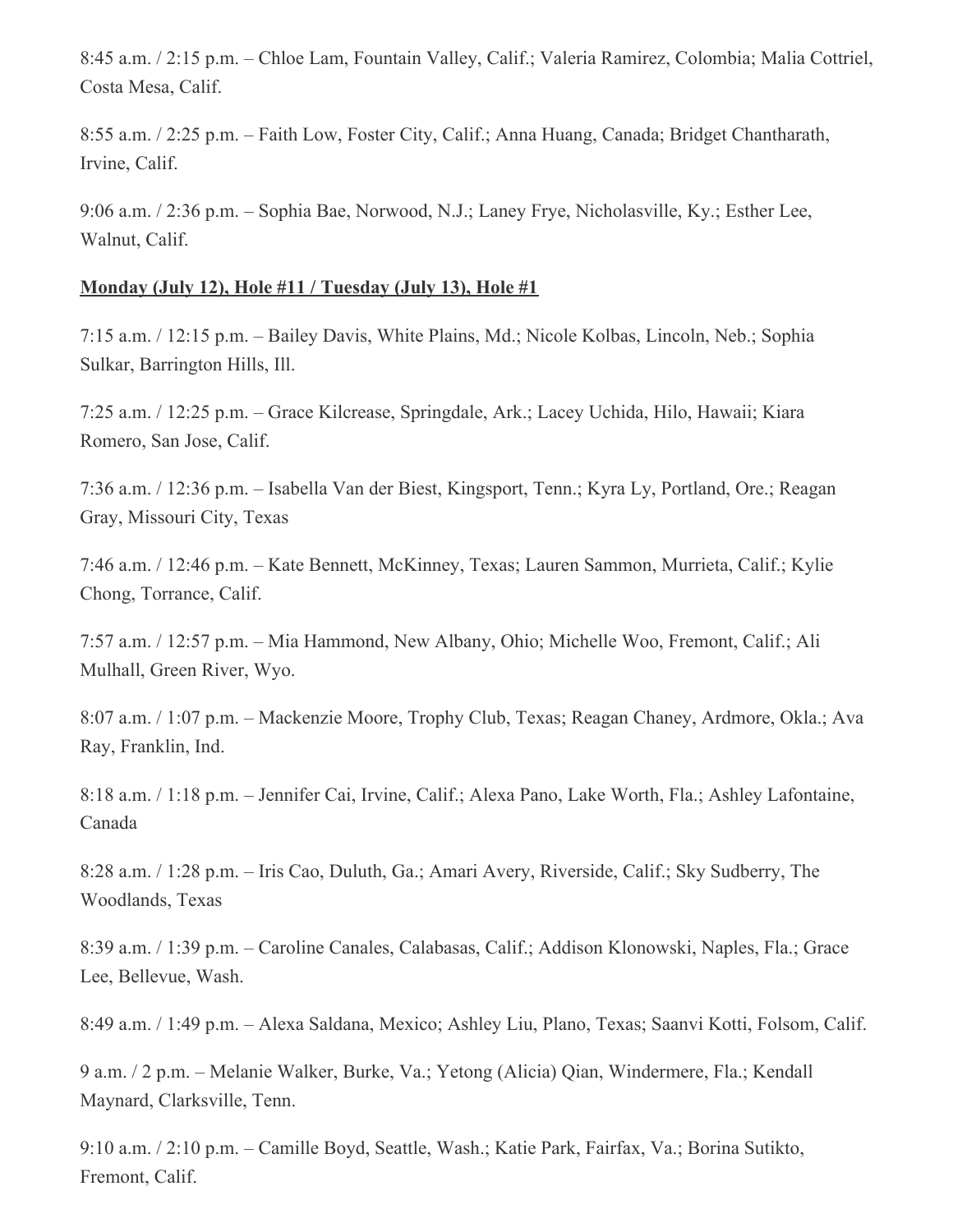8:45 a.m. / 2:15 p.m. – Chloe Lam, Fountain Valley, Calif.; Valeria Ramirez, Colombia; Malia Cottriel, Costa Mesa, Calif.

8:55 a.m. / 2:25 p.m. – Faith Low, Foster City, Calif.; Anna Huang, Canada; Bridget Chantharath, Irvine, Calif.

9:06 a.m. / 2:36 p.m. – Sophia Bae, Norwood, N.J.; Laney Frye, Nicholasville, Ky.; Esther Lee, Walnut, Calif.

**Monday (July 12), Hole #11 / Tuesday (July 13), Hole #1**

7:15 a.m. / 12:15 p.m. – Bailey Davis, White Plains, Md.; Nicole Kolbas, Lincoln, Neb.; Sophia Sulkar, Barrington Hills, Ill.

7:25 a.m. / 12:25 p.m. – Grace Kilcrease, Springdale, Ark.; Lacey Uchida, Hilo, Hawaii; Kiara Romero, San Jose, Calif.

7:36 a.m. / 12:36 p.m. – Isabella Van der Biest, Kingsport, Tenn.; Kyra Ly, Portland, Ore.; Reagan Gray, Missouri City, Texas

7:46 a.m. / 12:46 p.m. – Kate Bennett, McKinney, Texas; Lauren Sammon, Murrieta, Calif.; Kylie Chong, Torrance, Calif.

7:57 a.m. / 12:57 p.m. – Mia Hammond, New Albany, Ohio; Michelle Woo, Fremont, Calif.; Ali Mulhall, Green River, Wyo.

8:07 a.m. / 1:07 p.m. – Mackenzie Moore, Trophy Club, Texas; Reagan Chaney, Ardmore, Okla.; Ava Ray, Franklin, Ind.

8:18 a.m. / 1:18 p.m. – Jennifer Cai, Irvine, Calif.; Alexa Pano, Lake Worth, Fla.; Ashley Lafontaine, Canada

8:28 a.m. / 1:28 p.m. – Iris Cao, Duluth, Ga.; Amari Avery, Riverside, Calif.; Sky Sudberry, The Woodlands, Texas

8:39 a.m. / 1:39 p.m. – Caroline Canales, Calabasas, Calif.; Addison Klonowski, Naples, Fla.; Grace Lee, Bellevue, Wash.

8:49 a.m. / 1:49 p.m. – Alexa Saldana, Mexico; Ashley Liu, Plano, Texas; Saanvi Kotti, Folsom, Calif.

9 a.m. / 2 p.m. – Melanie Walker, Burke, Va.; Yetong (Alicia) Qian, Windermere, Fla.; Kendall Maynard, Clarksville, Tenn.

9:10 a.m. / 2:10 p.m. – Camille Boyd, Seattle, Wash.; Katie Park, Fairfax, Va.; Borina Sutikto, Fremont, Calif.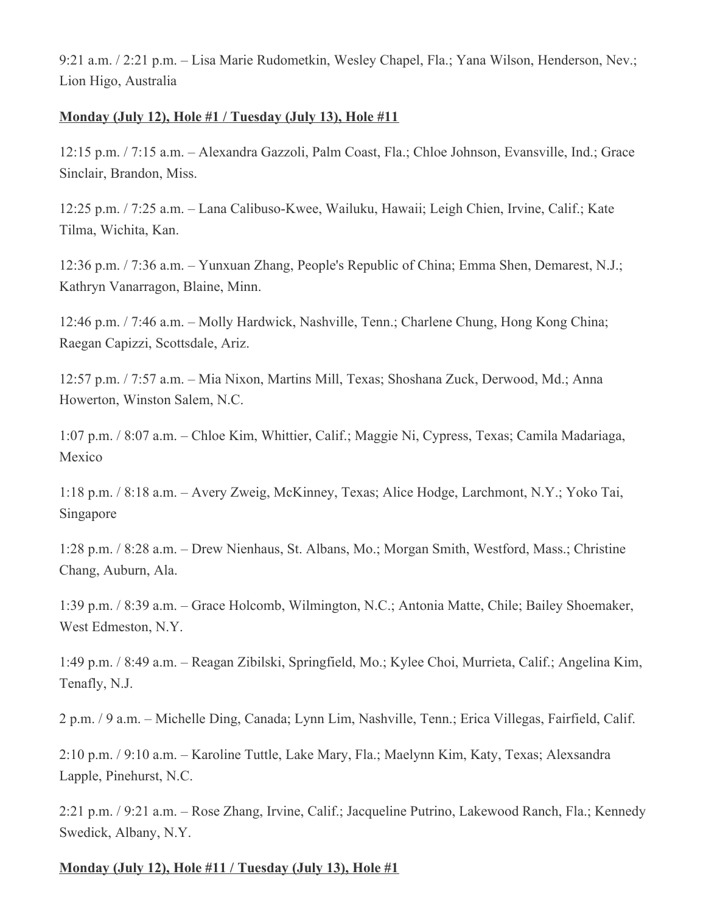9:21 a.m. / 2:21 p.m. – Lisa Marie Rudometkin, Wesley Chapel, Fla.; Yana Wilson, Henderson, Nev.; Lion Higo, Australia

**Monday (July 12), Hole #1 / Tuesday (July 13), Hole #11**

12:15 p.m. / 7:15 a.m. – Alexandra Gazzoli, Palm Coast, Fla.; Chloe Johnson, Evansville, Ind.; Grace Sinclair, Brandon, Miss.

12:25 p.m. / 7:25 a.m. – Lana Calibuso-Kwee, Wailuku, Hawaii; Leigh Chien, Irvine, Calif.; Kate Tilma, Wichita, Kan.

12:36 p.m. / 7:36 a.m. – Yunxuan Zhang, People's Republic of China; Emma Shen, Demarest, N.J.; Kathryn Vanarragon, Blaine, Minn.

12:46 p.m. / 7:46 a.m. – Molly Hardwick, Nashville, Tenn.; Charlene Chung, Hong Kong China; Raegan Capizzi, Scottsdale, Ariz.

12:57 p.m. / 7:57 a.m. – Mia Nixon, Martins Mill, Texas; Shoshana Zuck, Derwood, Md.; Anna Howerton, Winston Salem, N.C.

1:07 p.m. / 8:07 a.m. – Chloe Kim, Whittier, Calif.; Maggie Ni, Cypress, Texas; Camila Madariaga, Mexico

1:18 p.m. / 8:18 a.m. – Avery Zweig, McKinney, Texas; Alice Hodge, Larchmont, N.Y.; Yoko Tai, Singapore

1:28 p.m. / 8:28 a.m. – Drew Nienhaus, St. Albans, Mo.; Morgan Smith, Westford, Mass.; Christine Chang, Auburn, Ala.

1:39 p.m. / 8:39 a.m. – Grace Holcomb, Wilmington, N.C.; Antonia Matte, Chile; Bailey Shoemaker, West Edmeston, N.Y.

1:49 p.m. / 8:49 a.m. – Reagan Zibilski, Springfield, Mo.; Kylee Choi, Murrieta, Calif.; Angelina Kim, Tenafly, N.J.

2 p.m. / 9 a.m. – Michelle Ding, Canada; Lynn Lim, Nashville, Tenn.; Erica Villegas, Fairfield, Calif.

2:10 p.m. / 9:10 a.m. – Karoline Tuttle, Lake Mary, Fla.; Maelynn Kim, Katy, Texas; Alexsandra Lapple, Pinehurst, N.C.

2:21 p.m. / 9:21 a.m. – Rose Zhang, Irvine, Calif.; Jacqueline Putrino, Lakewood Ranch, Fla.; Kennedy Swedick, Albany, N.Y.

**Monday (July 12), Hole #11 / Tuesday (July 13), Hole #1**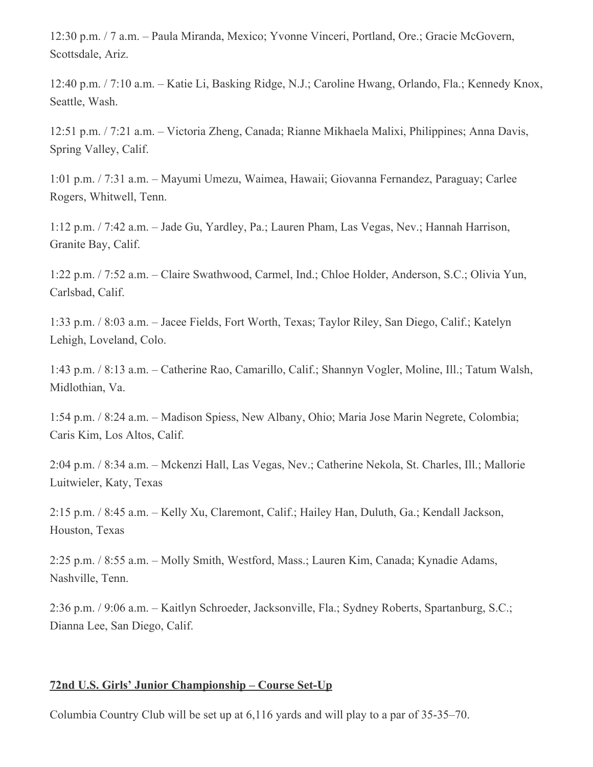12:30 p.m. / 7 a.m. – Paula Miranda, Mexico; Yvonne Vinceri, Portland, Ore.; Gracie McGovern, Scottsdale, Ariz.

12:40 p.m. / 7:10 a.m. – Katie Li, Basking Ridge, N.J.; Caroline Hwang, Orlando, Fla.; Kennedy Knox, Seattle, Wash.

12:51 p.m. / 7:21 a.m. – Victoria Zheng, Canada; Rianne Mikhaela Malixi, Philippines; Anna Davis, Spring Valley, Calif.

1:01 p.m. / 7:31 a.m. – Mayumi Umezu, Waimea, Hawaii; Giovanna Fernandez, Paraguay; Carlee Rogers, Whitwell, Tenn.

1:12 p.m. / 7:42 a.m. – Jade Gu, Yardley, Pa.; Lauren Pham, Las Vegas, Nev.; Hannah Harrison, Granite Bay, Calif.

1:22 p.m. / 7:52 a.m. – Claire Swathwood, Carmel, Ind.; Chloe Holder, Anderson, S.C.; Olivia Yun, Carlsbad, Calif.

1:33 p.m. / 8:03 a.m. – Jacee Fields, Fort Worth, Texas; Taylor Riley, San Diego, Calif.; Katelyn Lehigh, Loveland, Colo.

1:43 p.m. / 8:13 a.m. – Catherine Rao, Camarillo, Calif.; Shannyn Vogler, Moline, Ill.; Tatum Walsh, Midlothian, Va.

1:54 p.m. / 8:24 a.m. – Madison Spiess, New Albany, Ohio; Maria Jose Marin Negrete, Colombia; Caris Kim, Los Altos, Calif.

2:04 p.m. / 8:34 a.m. – Mckenzi Hall, Las Vegas, Nev.; Catherine Nekola, St. Charles, Ill.; Mallorie Luitwieler, Katy, Texas

2:15 p.m. / 8:45 a.m. – Kelly Xu, Claremont, Calif.; Hailey Han, Duluth, Ga.; Kendall Jackson, Houston, Texas

2:25 p.m. / 8:55 a.m. – Molly Smith, Westford, Mass.; Lauren Kim, Canada; Kynadie Adams, Nashville, Tenn.

2:36 p.m. / 9:06 a.m. – Kaitlyn Schroeder, Jacksonville, Fla.; Sydney Roberts, Spartanburg, S.C.; Dianna Lee, San Diego, Calif.

**72nd U.S. Girls' Junior Championship – Course Set-Up**

Columbia Country Club will be set up at 6,116 yards and will play to a par of 35-35–70.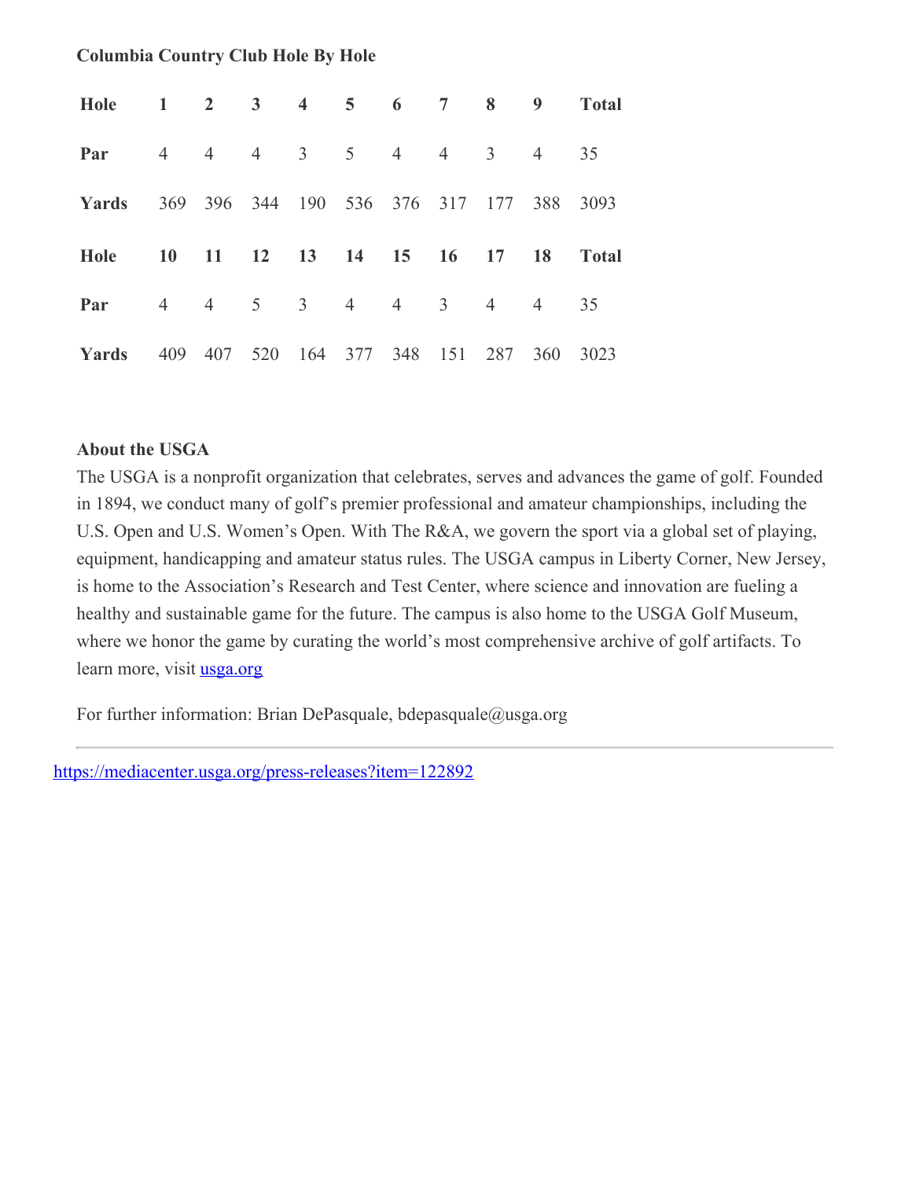**Columbia Country Club Hole By Hole**

| Hole | 1 | 2 | 3 | 4 | 5 | 6 | 7 | 8 | 9 | Total |
|---|---|---|---|---|---|---|---|---|---|---|
| Par | 4 | 4 | 4 | 3 | 5 | 4 | 4 | 3 | 4 | 35 |
| Yards | 369 | 396 | 344 | 190 | 536 | 376 | 317 | 177 | 388 | 3093 |
| **Hole** | **10** | **11** | **12** | **13** | **14** | **15** | **16** | **17** | **18** | **Total** |
| Par | 4 | 4 | 5 | 3 | 4 | 4 | 3 | 4 | 4 | 35 |
| Yards | 409 | 407 | 520 | 164 | 377 | 348 | 151 | 287 | 360 | 3023 |

**About the USGA**

The USGA is a nonprofit organization that celebrates, serves and advances the game of golf. Founded in 1894, we conduct many of golf's premier professional and amateur championships, including the U.S. Open and U.S. Women's Open. With The R&A, we govern the sport via a global set of playing, equipment, handicapping and amateur status rules. The USGA campus in Liberty Corner, New Jersey, is home to the Association's Research and Test Center, where science and innovation are fueling a healthy and sustainable game for the future. The campus is also home to the USGA Golf Museum, where we honor the game by curating the world's most comprehensive archive of golf artifacts. To learn more, visit [usga.org](usga.org)

For further information: Brian DePasquale, bdepasquale@usga.org

---

[https://mediacenter.usga.org/press-releases?item=122892](https://mediacenter.usga.org/press-releases?item=122892)